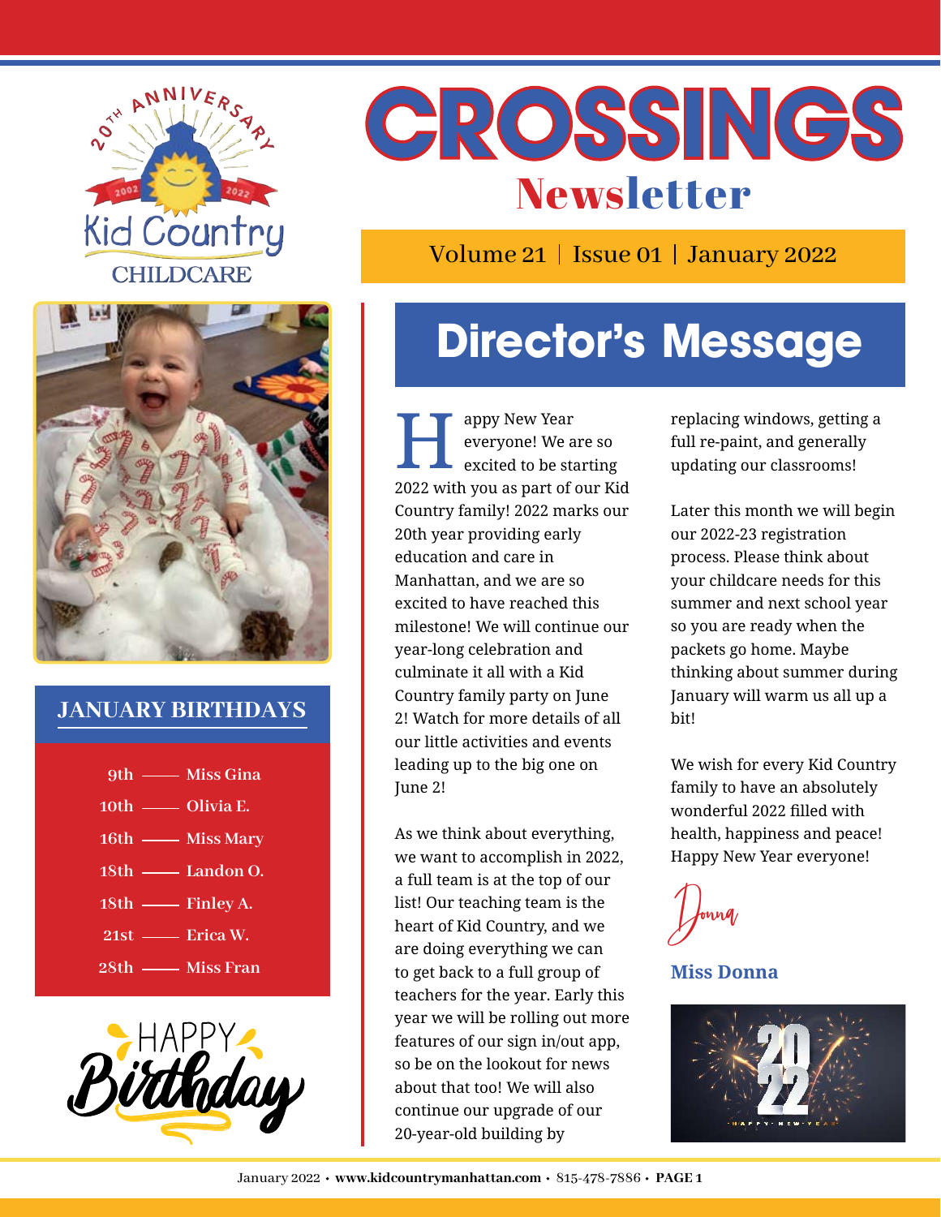20TH ANNIVERSARY 2002 2022

Kid Country CHILDCARE

# CROSSINGS Newsletter

Volume 21 | Issue 01 | January 2022

## Director's Message

Happy New Year everyone! We are so excited to be starting 2022 with you as part of our Kid Country family! 2022 marks our 20th year providing early education and care in Manhattan, and we are so excited to have reached this milestone! We will continue our year-long celebration and culminate it all with a Kid Country family party on June 2! Watch for more details of all our little activities and events leading up to the big one on June 2!

As we think about everything, we want to accomplish in 2022, a full team is at the top of our list! Our teaching team is the heart of Kid Country, and we are doing everything we can to get back to a full group of teachers for the year. Early this year we will be rolling out more features of our sign in/out app, so be on the lookout for news about that too! We will also continue our upgrade of our 20-year-old building by replacing windows, getting a full re-paint, and generally updating our classrooms!

Later this month we will begin our 2022-23 registration process. Please think about your childcare needs for this summer and next school year so you are ready when the packets go home. Maybe thinking about summer during January will warm us all up a bit!

We wish for every Kid Country family to have an absolutely wonderful 2022 filled with health, happiness and peace! Happy New Year everyone!

Donna

**Miss Donna**

## JANUARY BIRTHDAYS

- 9th — Miss Gina
- 10th — Olivia E.
- 16th — Miss Mary
- 18th — Landon O.
- 18th — Finley A.
- 21st — Erica W.
- 28th — Miss Fran

HAPPY Birthday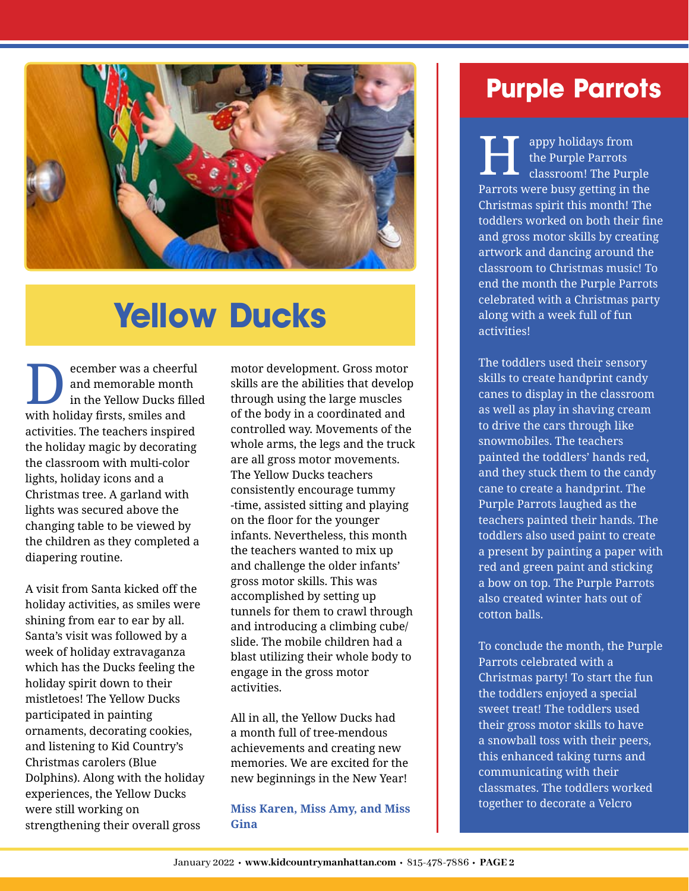## Yellow Ducks

December was a cheerful and memorable month in the Yellow Ducks filled with holiday firsts, smiles and activities. The teachers inspired the holiday magic by decorating the classroom with multi-color lights, holiday icons and a Christmas tree. A garland with lights was secured above the changing table to be viewed by the children as they completed a diapering routine.

A visit from Santa kicked off the holiday activities, as smiles were shining from ear to ear by all. Santa's visit was followed by a week of holiday extravaganza which has the Ducks feeling the holiday spirit down to their mistletoes! The Yellow Ducks participated in painting ornaments, decorating cookies, and listening to Kid Country's Christmas carolers (Blue Dolphins). Along with the holiday experiences, the Yellow Ducks were still working on strengthening their overall gross motor development. Gross motor skills are the abilities that develop through using the large muscles of the body in a coordinated and controlled way. Movements of the whole arms, the legs and the truck are all gross motor movements. The Yellow Ducks teachers consistently encourage tummy -time, assisted sitting and playing on the floor for the younger infants. Nevertheless, this month the teachers wanted to mix up and challenge the older infants' gross motor skills. This was accomplished by setting up tunnels for them to crawl through and introducing a climbing cube/ slide. The mobile children had a blast utilizing their whole body to engage in the gross motor activities.

All in all, the Yellow Ducks had a month full of tree-mendous achievements and creating new memories. We are excited for the new beginnings in the New Year!

**Miss Karen, Miss Amy, and Miss Gina**

## Purple Parrots

Happy holidays from the Purple Parrots classroom! The Purple Parrots were busy getting in the Christmas spirit this month! The toddlers worked on both their fine and gross motor skills by creating artwork and dancing around the classroom to Christmas music! To end the month the Purple Parrots celebrated with a Christmas party along with a week full of fun activities!

The toddlers used their sensory skills to create handprint candy canes to display in the classroom as well as play in shaving cream to drive the cars through like snowmobiles. The teachers painted the toddlers' hands red, and they stuck them to the candy cane to create a handprint. The Purple Parrots laughed as the teachers painted their hands. The toddlers also used paint to create a present by painting a paper with red and green paint and sticking a bow on top. The Purple Parrots also created winter hats out of cotton balls.

To conclude the month, the Purple Parrots celebrated with a Christmas party! To start the fun the toddlers enjoyed a special sweet treat! The toddlers used their gross motor skills to have a snowball toss with their peers, this enhanced taking turns and communicating with their classmates. The toddlers worked together to decorate a Velcro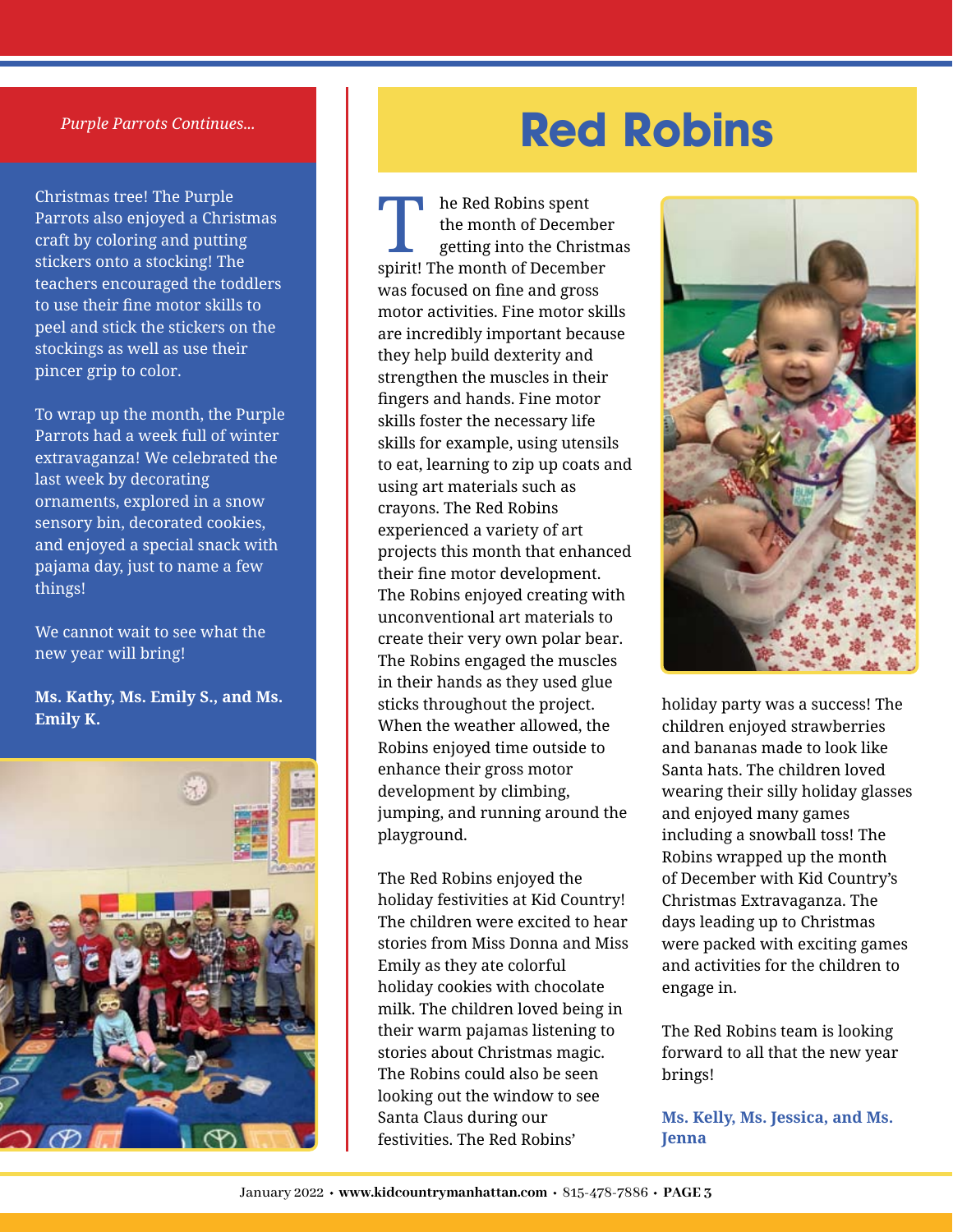*Purple Parrots Continues...*

Christmas tree! The Purple Parrots also enjoyed a Christmas craft by coloring and putting stickers onto a stocking! The teachers encouraged the toddlers to use their fine motor skills to peel and stick the stickers on the stockings as well as use their pincer grip to color.

To wrap up the month, the Purple Parrots had a week full of winter extravaganza! We celebrated the last week by decorating ornaments, explored in a snow sensory bin, decorated cookies, and enjoyed a special snack with pajama day, just to name a few things!

We cannot wait to see what the new year will bring!

**Ms. Kathy, Ms. Emily S., and Ms. Emily K.**

# Red Robins

The Red Robins spent the month of December getting into the Christmas spirit! The month of December was focused on fine and gross motor activities. Fine motor skills are incredibly important because they help build dexterity and strengthen the muscles in their fingers and hands. Fine motor skills foster the necessary life skills for example, using utensils to eat, learning to zip up coats and using art materials such as crayons. The Red Robins experienced a variety of art projects this month that enhanced their fine motor development. The Robins enjoyed creating with unconventional art materials to create their very own polar bear. The Robins engaged the muscles in their hands as they used glue sticks throughout the project. When the weather allowed, the Robins enjoyed time outside to enhance their gross motor development by climbing, jumping, and running around the playground.

The Red Robins enjoyed the holiday festivities at Kid Country! The children were excited to hear stories from Miss Donna and Miss Emily as they ate colorful holiday cookies with chocolate milk. The children loved being in their warm pajamas listening to stories about Christmas magic. The Robins could also be seen looking out the window to see Santa Claus during our festivities. The Red Robins' holiday party was a success! The children enjoyed strawberries and bananas made to look like Santa hats. The children loved wearing their silly holiday glasses and enjoyed many games including a snowball toss! The Robins wrapped up the month of December with Kid Country's Christmas Extravaganza. The days leading up to Christmas were packed with exciting games and activities for the children to engage in.

The Red Robins team is looking forward to all that the new year brings!

**Ms. Kelly, Ms. Jessica, and Ms. Jenna**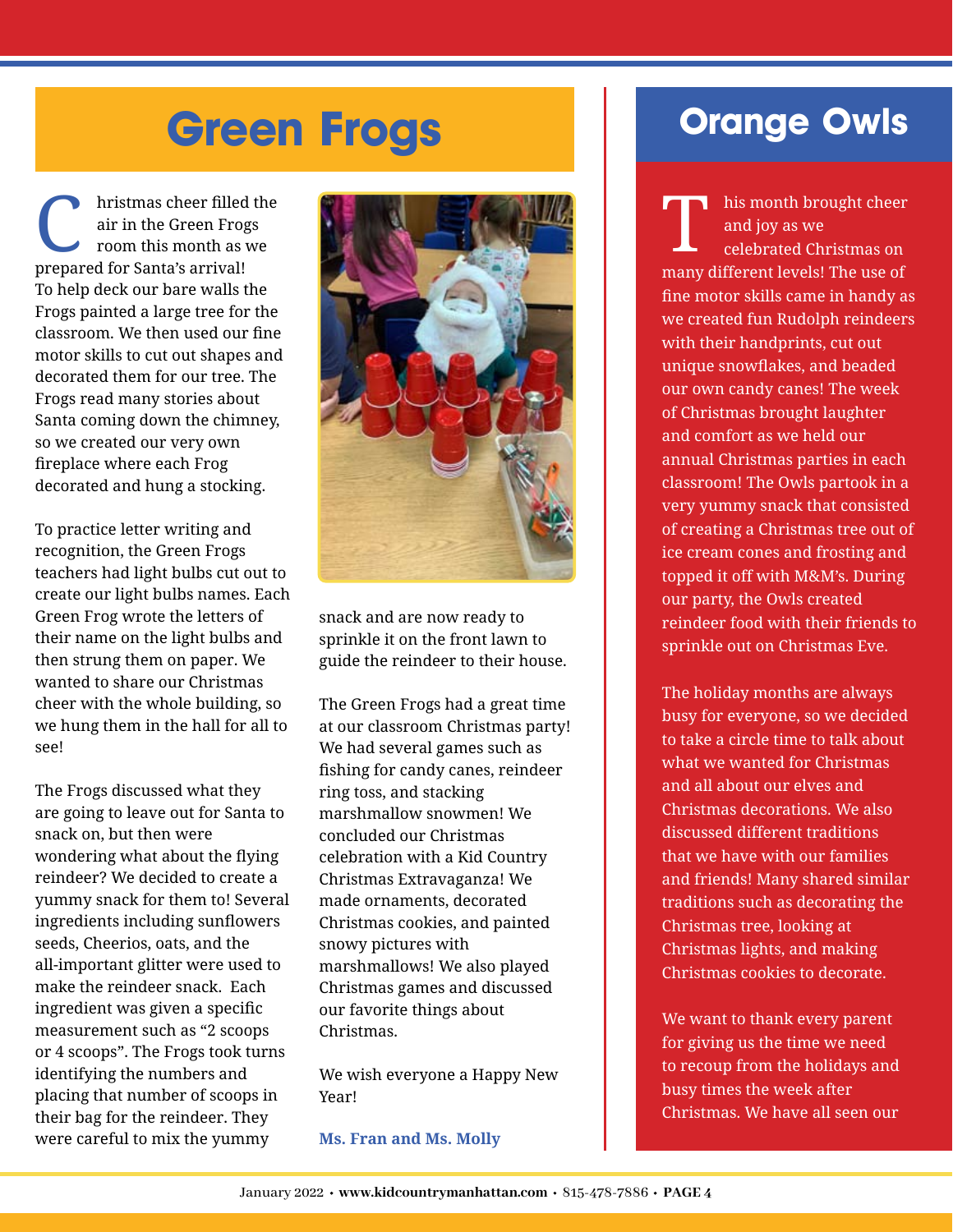## Green Frogs

Christmas cheer filled the air in the Green Frogs room this month as we prepared for Santa's arrival! To help deck our bare walls the Frogs painted a large tree for the classroom. We then used our fine motor skills to cut out shapes and decorated them for our tree. The Frogs read many stories about Santa coming down the chimney, so we created our very own fireplace where each Frog decorated and hung a stocking.

To practice letter writing and recognition, the Green Frogs teachers had light bulbs cut out to create our light bulbs names. Each Green Frog wrote the letters of their name on the light bulbs and then strung them on paper. We wanted to share our Christmas cheer with the whole building, so we hung them in the hall for all to see!

The Frogs discussed what they are going to leave out for Santa to snack on, but then were wondering what about the flying reindeer? We decided to create a yummy snack for them to! Several ingredients including sunflowers seeds, Cheerios, oats, and the all-important glitter were used to make the reindeer snack. Each ingredient was given a specific measurement such as "2 scoops or 4 scoops". The Frogs took turns identifying the numbers and placing that number of scoops in their bag for the reindeer. They were careful to mix the yummy snack and are now ready to sprinkle it on the front lawn to guide the reindeer to their house.

The Green Frogs had a great time at our classroom Christmas party! We had several games such as fishing for candy canes, reindeer ring toss, and stacking marshmallow snowmen! We concluded our Christmas celebration with a Kid Country Christmas Extravaganza! We made ornaments, decorated Christmas cookies, and painted snowy pictures with marshmallows! We also played Christmas games and discussed our favorite things about Christmas.

We wish everyone a Happy New Year!

**Ms. Fran and Ms. Molly**

## Orange Owls

This month brought cheer and joy as we celebrated Christmas on many different levels! The use of fine motor skills came in handy as we created fun Rudolph reindeers with their handprints, cut out unique snowflakes, and beaded our own candy canes! The week of Christmas brought laughter and comfort as we held our annual Christmas parties in each classroom! The Owls partook in a very yummy snack that consisted of creating a Christmas tree out of ice cream cones and frosting and topped it off with M&M's. During our party, the Owls created reindeer food with their friends to sprinkle out on Christmas Eve.

The holiday months are always busy for everyone, so we decided to take a circle time to talk about what we wanted for Christmas and all about our elves and Christmas decorations. We also discussed different traditions that we have with our families and friends! Many shared similar traditions such as decorating the Christmas tree, looking at Christmas lights, and making Christmas cookies to decorate.

We want to thank every parent for giving us the time we need to recoup from the holidays and busy times the week after Christmas. We have all seen our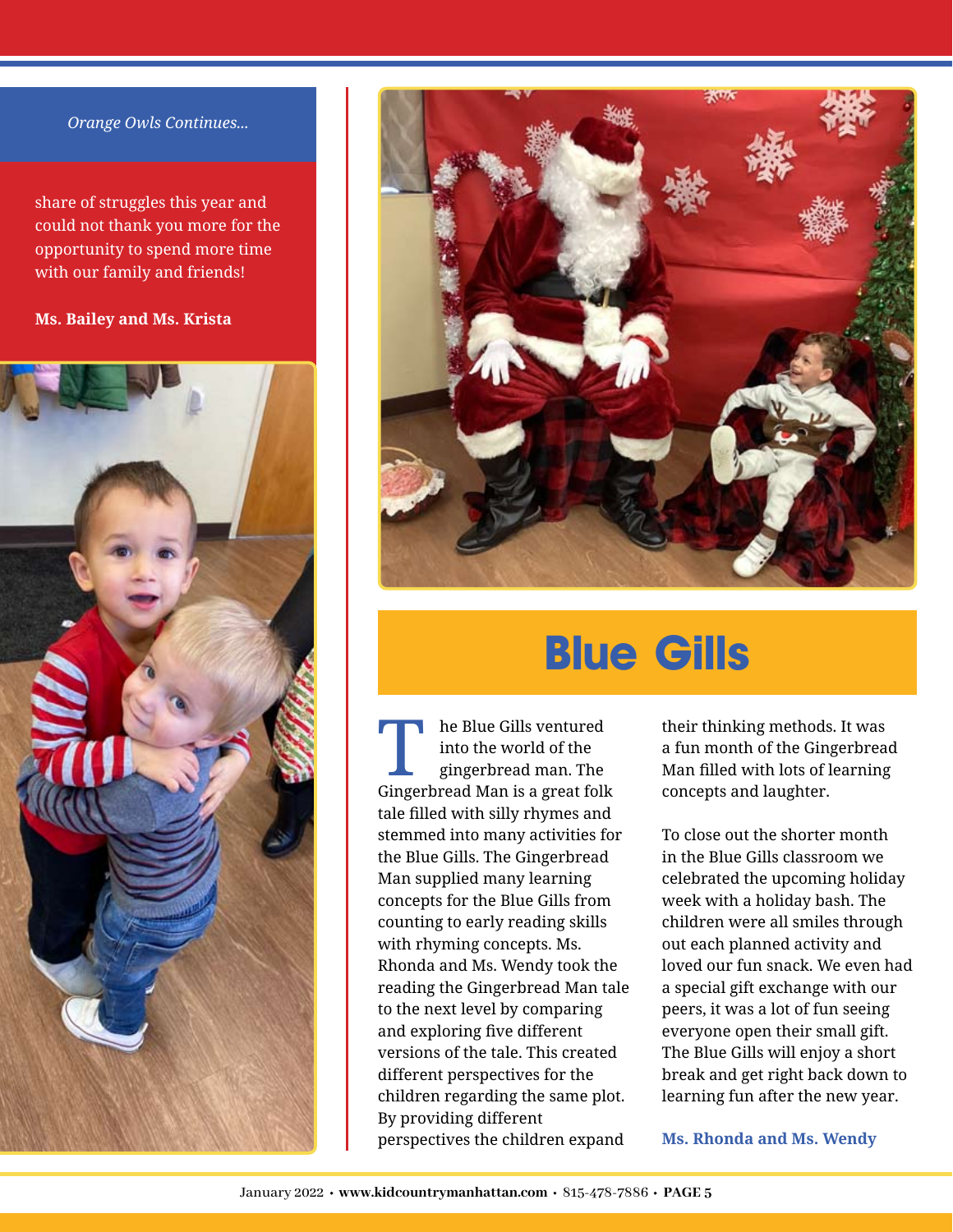*Orange Owls Continues...*

share of struggles this year and could not thank you more for the opportunity to spend more time with our family and friends!

**Ms. Bailey and Ms. Krista**

# Blue Gills

The Blue Gills ventured into the world of the gingerbread man. The Gingerbread Man is a great folk tale filled with silly rhymes and stemmed into many activities for the Blue Gills. The Gingerbread Man supplied many learning concepts for the Blue Gills from counting to early reading skills with rhyming concepts. Ms. Rhonda and Ms. Wendy took the reading the Gingerbread Man tale to the next level by comparing and exploring five different versions of the tale. This created different perspectives for the children regarding the same plot. By providing different perspectives the children expand their thinking methods. It was a fun month of the Gingerbread Man filled with lots of learning concepts and laughter.

To close out the shorter month in the Blue Gills classroom we celebrated the upcoming holiday week with a holiday bash. The children were all smiles through out each planned activity and loved our fun snack. We even had a special gift exchange with our peers, it was a lot of fun seeing everyone open their small gift. The Blue Gills will enjoy a short break and get right back down to learning fun after the new year.

**Ms. Rhonda and Ms. Wendy**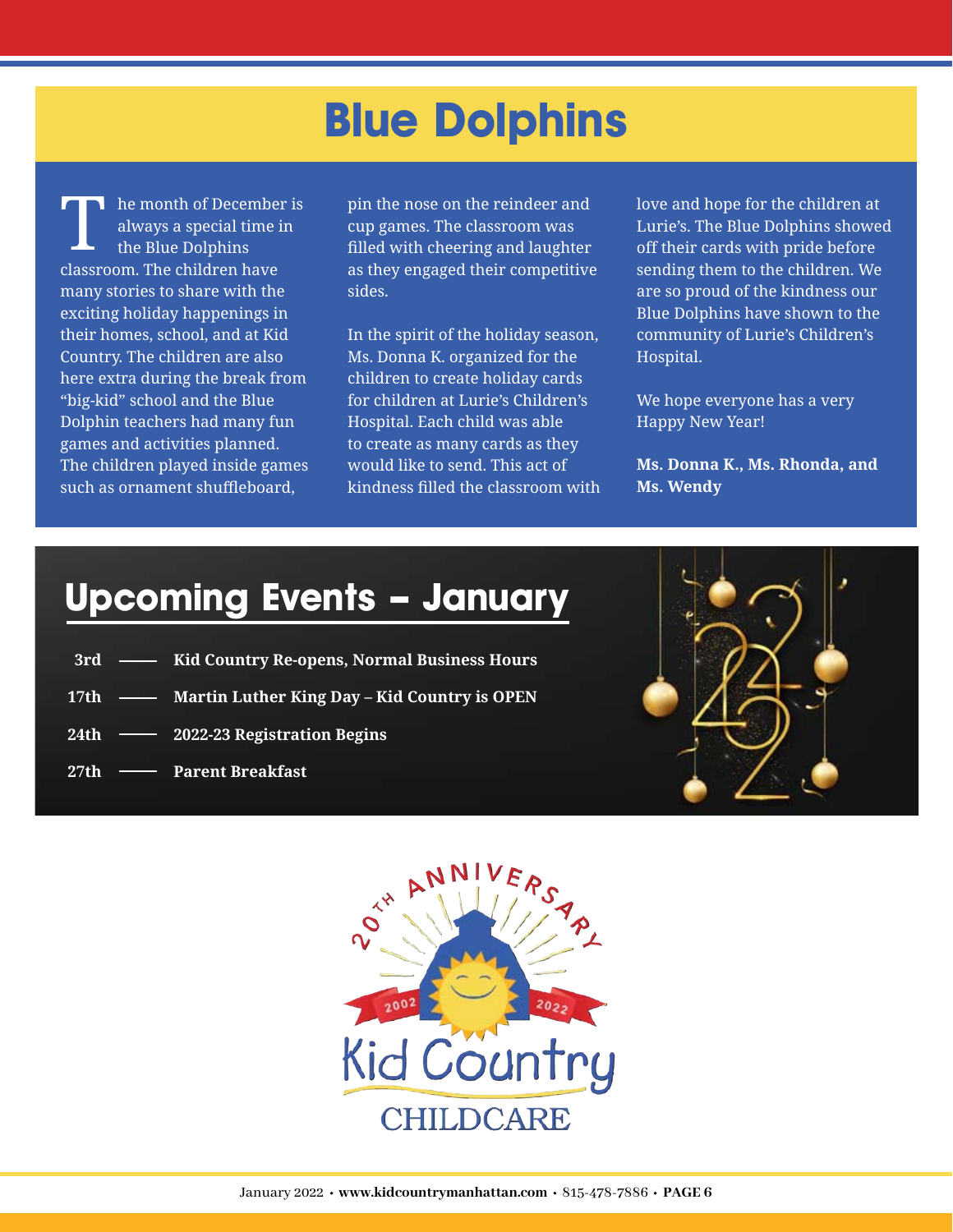# Blue Dolphins

The month of December is always a special time in the Blue Dolphins classroom. The children have many stories to share with the exciting holiday happenings in their homes, school, and at Kid Country. The children are also here extra during the break from "big-kid" school and the Blue Dolphin teachers had many fun games and activities planned. The children played inside games such as ornament shuffleboard, pin the nose on the reindeer and cup games. The classroom was filled with cheering and laughter as they engaged their competitive sides.

In the spirit of the holiday season, Ms. Donna K. organized for the children to create holiday cards for children at Lurie's Children's Hospital. Each child was able to create as many cards as they would like to send. This act of kindness filled the classroom with love and hope for the children at Lurie's. The Blue Dolphins showed off their cards with pride before sending them to the children. We are so proud of the kindness our Blue Dolphins have shown to the community of Lurie's Children's Hospital.

We hope everyone has a very Happy New Year!

**Ms. Donna K., Ms. Rhonda, and Ms. Wendy**

## Upcoming Events – January

- **3rd** —— **Kid Country Re-opens, Normal Business Hours**
- **17th** —— **Martin Luther King Day – Kid Country is OPEN**
- **24th** —— **2022-23 Registration Begins**
- **27th** —— **Parent Breakfast**

20TH ANNIVERSARY

2002 2022

Kid Country

CHILDCARE